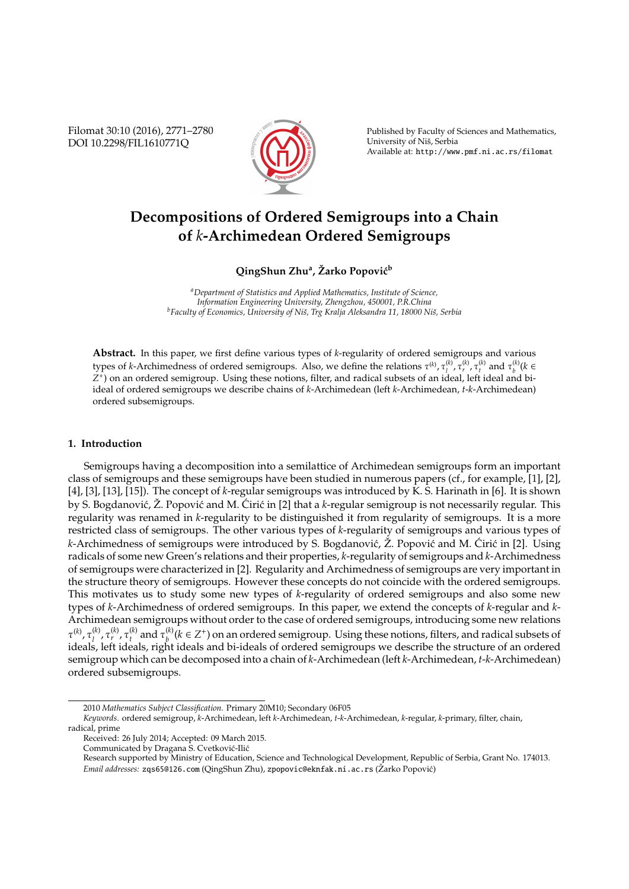# Decompositions of Ordered Semigroups into a Chain of $k$-Archimedean Ordered Semigroups

**QingShun Zhu[a], Žarko Popović[b]**

[a] *Department of Statistics and Applied Mathematics, Institute of Science, Information Engineering University, Zhengzhou, 450001, P.R.China*
[b] *Faculty of Economics, University of Niš, Trg Kralja Aleksandra 11, 18000 Niš, Serbia*

**Abstract.** In this paper, we first define various types of $k$-regularity of ordered semigroups and various types of $k$-Archimedness of ordered semigroups. Also, we define the relations $\tau^{(k)}, \tau_l^{(k)}, \tau_r^{(k)}, \tau_t^{(k)}$ and $\tau_b^{(k)} (k \in Z^+)$ on an ordered semigroup. Using these notions, filter, and radical subsets of an ideal, left ideal and bi-ideal of ordered semigroups we describe chains of $k$-Archimedean (left $k$-Archimedean, $t$-$k$-Archimedean) ordered subsemigroups.

## 1. Introduction

Semigroups having a decomposition into a semilattice of Archimedean semigroups form an important class of semigroups and these semigroups have been studied in numerous papers (cf., for example, [1], [2], [4], [3], [13], [15]). The concept of $k$-regular semigroups was introduced by K. S. Harinath in [6]. It is shown by S. Bogdanović, Ž. Popović and M. Ćirić in [2] that a $k$-regular semigroup is not necessarily regular. This regularity was renamed in $k$-regularity to be distinguished it from regularity of semigroups. It is a more restricted class of semigroups. The other various types of $k$-regularity of semigroups and various types of $k$-Archimedness of semigroups were introduced by S. Bogdanović, Ž. Popović and M. Ćirić in [2]. Using radicals of some new Green's relations and their properties, $k$-regularity of semigroups and $k$-Archimedness of semigroups were characterized in [2]. Regularity and Archimedness of semigroups are very important in the structure theory of semigroups. However these concepts do not coincide with the ordered semigroups. This motivates us to study some new types of $k$-regularity of ordered semigroups and also some new types of $k$-Archimedness of ordered semigroups. In this paper, we extend the concepts of $k$-regular and $k$-Archimedean semigroups without order to the case of ordered semigroups, introducing some new relations $\tau^{(k)}, \tau_l^{(k)}, \tau_r^{(k)}, \tau_t^{(k)}$ and $\tau_b^{(k)} (k \in Z^+)$ on an ordered semigroup. Using these notions, filters, and radical subsets of ideals, left ideals, right ideals and bi-ideals of ordered semigroups we describe the structure of an ordered semigroup which can be decomposed into a chain of $k$-Archimedean (left $k$-Archimedean, $t$-$k$-Archimedean) ordered subsemigroups.

---

2010 *Mathematics Subject Classification*. Primary 20M10; Secondary 06F05

*Keywords*. ordered semigroup, $k$-Archimedean, left $k$-Archimedean, $t$-$k$-Archimedean, $k$-regular, $k$-primary, filter, chain, radical, prime

Received: 26 July 2014; Accepted: 09 March 2015.

Communicated by Dragana S. Cvetković-Ilić

Research supported by Ministry of Education, Science and Technological Development, Republic of Serbia, Grant No. 174013.

*Email addresses:* zqs65@126.com (QingShun Zhu), zpopovic@eknfak.ni.ac.rs (Žarko Popović)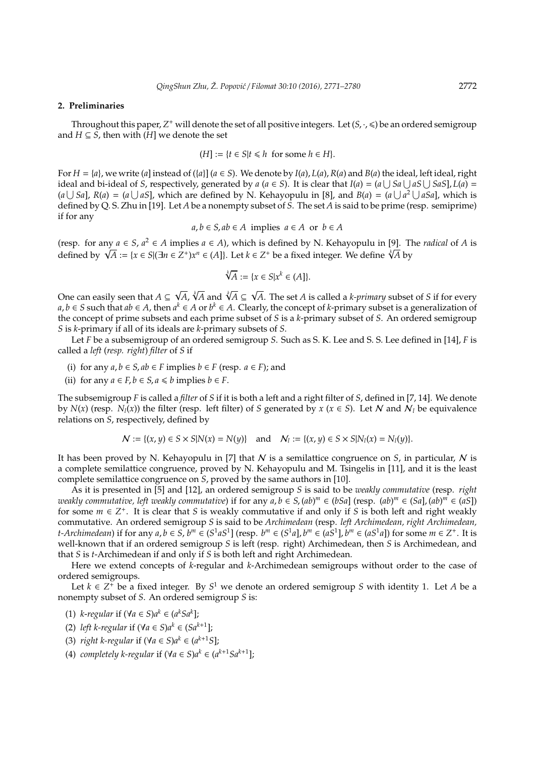## 2. Preliminaries

Throughout this paper, $Z^+$ will denote the set of all positive integers. Let $(S, \cdot, \leqslant)$ be an ordered semigroup and $H \subseteq S$, then with $(H]$ we denote the set

$$(H] := \{t \in S | t \leqslant h \text{ for some } h \in H\}.$$

For $H = \{a\}$, we write $(a]$ instead of $(\{a\}]$ $(a \in S)$. We denote by $I(a)$, $L(a)$, $R(a)$ and $B(a)$ the ideal, left ideal, right ideal and bi-ideal of $S$, respectively, generated by $a$ $(a \in S)$. It is clear that $I(a) = (a \bigcup Sa \bigcup aS \bigcup SaS]$, $L(a) = (a \bigcup Sa]$, $R(a) = (a \bigcup aS]$, which are defined by N. Kehayopulu in [8], and $B(a) = (a \bigcup a^2 \bigcup aSa]$, which is defined by Q. S. Zhu in [19]. Let $A$ be a nonempty subset of $S$. The set $A$ is said to be prime (resp. semiprime) if for any

$$a, b \in S, ab \in A \text{ implies } a \in A \text{ or } b \in A$$

(resp. for any $a \in S$, $a^2 \in A$ implies $a \in A$), which is defined by N. Kehayopulu in [9]. The *radical* of $A$ is defined by $\sqrt{A} := \{x \in S | (\exists n \in Z^+) x^n \in (A]\}$. Let $k \in Z^+$ be a fixed integer. We define $\sqrt[k]{A}$ by

$$\sqrt[k]{A} := \{x \in S | x^k \in (A]\}.$$

One can easily seen that $A \subseteq \sqrt{A}$, $\sqrt[k]{A}$ and $\sqrt[k]{A} \subseteq \sqrt{A}$. The set $A$ is called a *k-primary* subset of $S$ if for every $a, b \in S$ such that $ab \in A$, then $a^k \in A$ or $b^k \in A$. Clearly, the concept of $k$-primary subset is a generalization of the concept of prime subsets and each prime subset of $S$ is a $k$-primary subset of $S$. An ordered semigroup $S$ is $k$-primary if all of its ideals are $k$-primary subsets of $S$.

Let $F$ be a subsemigroup of an ordered semigroup $S$. Such as S. K. Lee and S. S. Lee defined in [14], $F$ is called a *left* (*resp. right*) *filter* of $S$ if

(i) for any $a, b \in S$, $ab \in F$ implies $b \in F$ (resp. $a \in F$); and

(ii) for any $a \in F$, $b \in S$, $a \leqslant b$ implies $b \in F$.

The subsemigroup $F$ is called a *filter* of $S$ if it is both a left and a right filter of $S$, defined in [7, 14]. We denote by $N(x)$ (resp. $N_l(x)$) the filter (resp. left filter) of $S$ generated by $x$ $(x \in S)$. Let $\mathcal{N}$ and $\mathcal{N}_l$ be equivalence relations on $S$, respectively, defined by

$$\mathcal{N} := \{(x, y) \in S \times S | N(x) = N(y)\} \quad \text{and} \quad \mathcal{N}_l := \{(x, y) \in S \times S | N_l(x) = N_l(y)\}.$$

It has been proved by N. Kehayopulu in [7] that $\mathcal{N}$ is a semilattice congruence on $S$, in particular, $\mathcal{N}$ is a complete semilattice congruence, proved by N. Kehayopulu and M. Tsingelis in [11], and it is the least complete semilattice congruence on $S$, proved by the same authors in [10].

As it is presented in [5] and [12], an ordered semigroup $S$ is said to be *weakly commutative* (resp. *right weakly commutative, left weakly commutative*) if for any $a, b \in S$, $(ab)^m \in (bSa]$ (resp. $(ab)^m \in (Sa]$, $(ab)^m \in (aS]$) for some $m \in Z^+$. It is clear that $S$ is weakly commutative if and only if $S$ is both left and right weakly commutative. An ordered semigroup $S$ is said to be *Archimedean* (resp. *left Archimedean, right Archimedean, t-Archimedean*) if for any $a, b \in S$, $b^m \in (S^1aS^1]$ (resp. $b^m \in (S^1a]$, $b^m \in (aS^1]$, $b^m \in (aS^1a]$) for some $m \in Z^+$. It is well-known that if an ordered semigroup $S$ is left (resp. right) Archimedean, then $S$ is Archimedean, and that $S$ is $t$-Archimedean if and only if $S$ is both left and right Archimedean.

Here we extend concepts of $k$-regular and $k$-Archimedean semigroups without order to the case of ordered semigroups.

Let $k \in Z^+$ be a fixed integer. By $S^1$ we denote an ordered semigroup $S$ with identity 1. Let $A$ be a nonempty subset of $S$. An ordered semigroup $S$ is:

(1) *k-regular* if $(\forall a \in S) a^k \in (a^kSa^k]$;

(2) *left k-regular* if $(\forall a \in S) a^k \in (Sa^{k+1}]$;

(3) *right k-regular* if $(\forall a \in S) a^k \in (a^{k+1}S]$;

(4) *completely k-regular* if $(\forall a \in S) a^k \in (a^{k+1}Sa^{k+1}]$;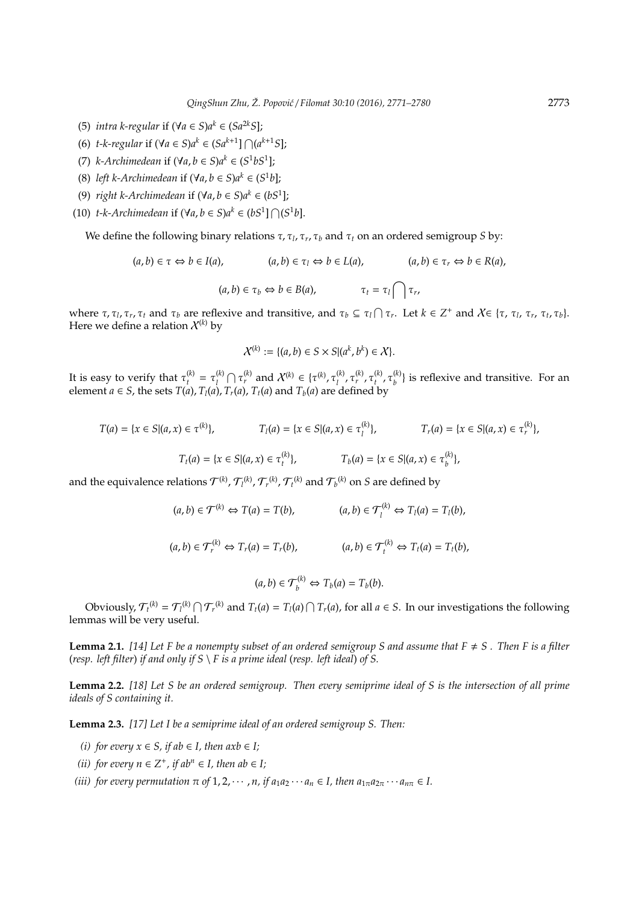(5) *intra k-regular* if $(\forall a \in S) a^k \in (Sa^{2k}S]$;

(6) *t-k-regular* if $(\forall a \in S) a^k \in (Sa^{k+1}] \bigcap (a^{k+1}S]$;

(7) *k-Archimedean* if $(\forall a, b \in S) a^k \in (S^1 b S^1]$;

(8) *left k-Archimedean* if $(\forall a, b \in S) a^k \in (S^1 b]$;

(9) *right k-Archimedean* if $(\forall a, b \in S) a^k \in (bS^1]$;

(10) *t-k-Archimedean* if $(\forall a, b \in S) a^k \in (bS^1] \bigcap (S^1 b]$.

We define the following binary relations $\tau, \tau_l, \tau_r, \tau_b$ and $\tau_t$ on an ordered semigroup $S$ by:

$$(a, b) \in \tau \Leftrightarrow b \in I(a), \qquad (a, b) \in \tau_l \Leftrightarrow b \in L(a), \qquad (a, b) \in \tau_r \Leftrightarrow b \in R(a),$$

$$(a, b) \in \tau_b \Leftrightarrow b \in B(a), \qquad \tau_t = \tau_l \bigcap \tau_r,$$

where $\tau, \tau_l, \tau_r, \tau_t$ and $\tau_b$ are reflexive and transitive, and $\tau_b \subseteq \tau_l \bigcap \tau_r$. Let $k \in Z^+$ and $\mathcal{X} \in \{\tau, \tau_l, \tau_r, \tau_t, \tau_b\}$. Here we define a relation $\mathcal{X}^{(k)}$ by

$$\mathcal{X}^{(k)} := \{(a, b) \in S \times S | (a^k, b^k) \in \mathcal{X}\}.$$

It is easy to verify that $\tau_t^{(k)} = \tau_l^{(k)} \bigcap \tau_r^{(k)}$ and $\mathcal{X}^{(k)} \in \{\tau^{(k)}, \tau_l^{(k)}, \tau_r^{(k)}, \tau_t^{(k)}, \tau_b^{(k)}\}$ is reflexive and transitive. For an element $a \in S$, the sets $T(a), T_l(a), T_r(a), T_t(a)$ and $T_b(a)$ are defined by

$$T(a) = \{x \in S | (a, x) \in \tau^{(k)}\}, \qquad T_l(a) = \{x \in S | (a, x) \in \tau_l^{(k)}\}, \qquad T_r(a) = \{x \in S | (a, x) \in \tau_r^{(k)}\},$$

$$T_t(a) = \{x \in S | (a, x) \in \tau_t^{(k)}\}, \qquad T_b(a) = \{x \in S | (a, x) \in \tau_b^{(k)}\},$$

and the equivalence relations $\mathcal{T}^{(k)}, \mathcal{T}_l^{(k)}, \mathcal{T}_r^{(k)}, \mathcal{T}_t^{(k)}$ and $\mathcal{T}_b^{(k)}$ on $S$ are defined by

$$(a, b) \in \mathcal{T}^{(k)} \Leftrightarrow T(a) = T(b), \qquad (a, b) \in \mathcal{T}_l^{(k)} \Leftrightarrow T_l(a) = T_l(b),$$

$$(a, b) \in \mathcal{T}_r^{(k)} \Leftrightarrow T_r(a) = T_r(b), \qquad (a, b) \in \mathcal{T}_t^{(k)} \Leftrightarrow T_t(a) = T_t(b),$$

$$(a, b) \in \mathcal{T}_b^{(k)} \Leftrightarrow T_b(a) = T_b(b).$$

Obviously, $\mathcal{T}_t^{(k)} = \mathcal{T}_l^{(k)} \bigcap \mathcal{T}_r^{(k)}$ and $T_t(a) = T_l(a) \bigcap T_r(a)$, for all $a \in S$. In our investigations the following lemmas will be very useful.

**Lemma 2.1.** *[14] Let $F$ be a nonempty subset of an ordered semigroup $S$ and assume that $F \neq S$. Then $F$ is a filter (resp. left filter) if and only if $S \setminus F$ is a prime ideal (resp. left ideal) of $S$.*

**Lemma 2.2.** *[18] Let $S$ be an ordered semigroup. Then every semiprime ideal of $S$ is the intersection of all prime ideals of $S$ containing it.*

**Lemma 2.3.** *[17] Let $I$ be a semiprime ideal of an ordered semigroup $S$. Then:*

*(i) for every $x \in S$, if $ab \in I$, then $axb \in I$;*

*(ii) for every $n \in Z^+$, if $ab^n \in I$, then $ab \in I$;*

*(iii) for every permutation $\pi$ of $1, 2, \cdots, n$, if $a_1 a_2 \cdots a_n \in I$, then $a_{1\pi} a_{2\pi} \cdots a_{n\pi} \in I$.*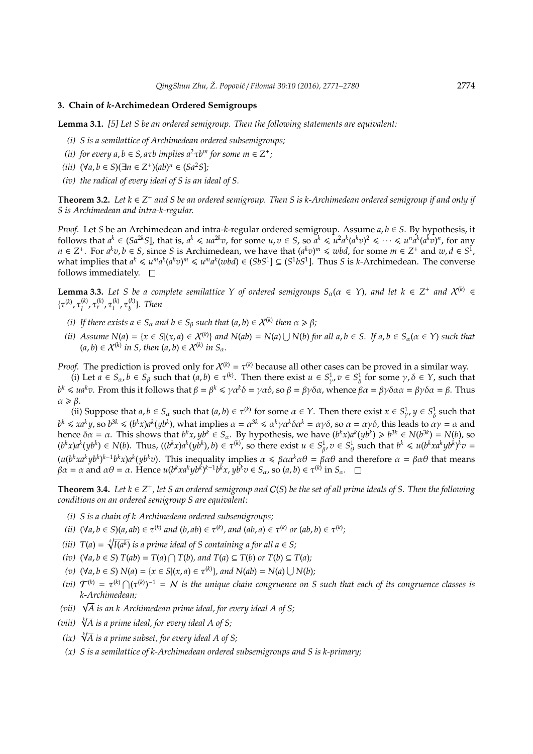### 3. Chain of $k$-Archimedean Ordered Semigroups

**Lemma 3.1.** *[5] Let $S$ be an ordered semigroup. Then the following statements are equivalent:*

- *(i) $S$ is a semilattice of Archimedean ordered subsemigroups;*
- *(ii) for every $a, b \in S, a\tau b$ implies $a^2 \tau b^m$ for some $m \in Z^+$;*
- *(iii) $(\forall a, b \in S)(\exists n \in Z^+)(ab)^n \in (Sa^2S]$;*
- *(iv) the radical of every ideal of $S$ is an ideal of $S$.*

**Theorem 3.2.** *Let $k \in Z^+$ and $S$ be an ordered semigroup. Then $S$ is $k$-Archimedean ordered semigroup if and only if $S$ is Archimedean and intra-$k$-regular.*

*Proof.* Let $S$ be an Archimedean and intra-$k$-regular ordered semigroup. Assume $a, b \in S$. By hypothesis, it follows that $a^k \in (Sa^{2k}S]$, that is, $a^k \leqslant ua^{2k}v$, for some $u, v \in S$, so $a^k \leqslant u^2a^k(a^kv)^2 \leqslant \cdots \leqslant u^na^k(a^kv)^n$, for any $n \in Z^+$. For $a^kv, b \in S$, since $S$ is Archimedean, we have that $(a^kv)^m \leqslant wbd$, for some $m \in Z^+$ and $w, d \in S^1$, what implies that $a^k \leqslant u^ma^k(a^kv)^m \leqslant u^ma^k(wbd) \in (SbS^1] \subseteq (S^1bS^1]$. Thus $S$ is $k$-Archimedean. The converse follows immediately. $\square$

**Lemma 3.3.** *Let $S$ be a complete semilattice $Y$ of ordered semigroups $S_\alpha(\alpha \in Y)$, and let $k \in Z^+$ and $\mathcal{X}^{(k)} \in \{\tau^{(k)}, \tau_l^{(k)}, \tau_r^{(k)}, \tau_t^{(k)}, \tau_b^{(k)}\}$. Then*

- *(i) If there exists $a \in S_\alpha$ and $b \in S_\beta$ such that $(a, b) \in \mathcal{X}^{(k)}$ then $\alpha \geqslant \beta$;*
- *(ii) Assume $N(a) = \{x \in S | (x, a) \in \mathcal{X}^{(k)}\}$ and $N(ab) = N(a) \bigcup N(b)$ for all $a, b \in S$. If $a, b \in S_\alpha(\alpha \in Y)$ such that $(a, b) \in \mathcal{X}^{(k)}$ in $S$, then $(a, b) \in \mathcal{X}^{(k)}$ in $S_\alpha$.*

*Proof.* The prediction is proved only for $\mathcal{X}^{(k)} = \tau^{(k)}$ because all other cases can be proved in a similar way.

(i) Let $a \in S_\alpha, b \in S_\beta$ such that $(a, b) \in \tau^{(k)}$. Then there exist $u \in S_\gamma^1, v \in S_\delta^1$ for some $\gamma, \delta \in Y$, such that $b^k \leqslant ua^kv$. From this it follows that $\beta = \beta^k \leqslant \gamma\alpha^k\delta = \gamma\alpha\delta$, so $\beta = \beta\gamma\delta\alpha$, whence $\beta\alpha = \beta\gamma\delta\alpha\alpha = \beta\gamma\delta\alpha = \beta$. Thus $\alpha \geqslant \beta$.

(ii) Suppose that $a, b \in S_\alpha$ such that $(a, b) \in \tau^{(k)}$ for some $\alpha \in Y$. Then there exist $x \in S_\gamma^1, y \in S_\delta^1$ such that $b^k \leqslant xa^ky$, so $b^{3k} \leqslant (b^kx)a^k(yb^k)$, what implies $\alpha = \alpha^{3k} \leqslant \alpha^k\gamma\alpha^k\delta\alpha^k = \alpha\gamma\delta$, so $\alpha = \alpha\gamma\delta$, this leads to $\alpha\gamma = \alpha$ and hence $\delta\alpha = \alpha$. This shows that $b^kx, yb^k \in S_\alpha$. By hypothesis, we have $(b^kx)a^k(yb^k) \geqslant b^{3k} \in N(b^{3k}) = N(b)$, so $(b^kx)a^k(yb^k) \in N(b)$. Thus, $((b^kx)a^k(yb^k), b) \in \tau^{(k)}$, so there exist $u \in S_\beta^1, v \in S_\theta^1$ such that $b^k \leqslant u(b^kxa^kyb^k)^kv = (u(b^kxa^kyb^k)^{k-1}b^kx)a^k(yb^kv)$. This inequality implies $\alpha \leqslant \beta\alpha\alpha^k\alpha\theta = \beta\alpha\theta$ and therefore $\alpha = \beta\alpha\theta$ that means $\beta\alpha = \alpha$ and $\alpha\theta = \alpha$. Hence $u(b^kxa^kyb^k)^{k-1}b^kx, yb^kv \in S_\alpha$, so $(a, b) \in \tau^{(k)}$ in $S_\alpha$. $\square$

**Theorem 3.4.** *Let $k \in Z^+$, let $S$ an ordered semigroup and $\mathcal{C}(S)$ be the set of all prime ideals of $S$. Then the following conditions on an ordered semigroup $S$ are equivalent:*

- *(i) $S$ is a chain of $k$-Archimedean ordered subsemigroups;*
- *(ii) $(\forall a, b \in S)(a, ab) \in \tau^{(k)}$ and $(b, ab) \in \tau^{(k)}$, and $(ab, a) \in \tau^{(k)}$ or $(ab, b) \in \tau^{(k)}$;*
- *(iii) $T(a) = \sqrt[k]{I(a^k)}$ is a prime ideal of $S$ containing $a$ for all $a \in S$;*
- *(iv) $(\forall a, b \in S)$ $T(ab) = T(a) \bigcap T(b)$, and $T(a) \subseteq T(b)$ or $T(b) \subseteq T(a)$;*
- *(v) $(\forall a, b \in S)$ $N(a) = \{x \in S | (x, a) \in \tau^{(k)}\}$, and $N(ab) = N(a) \bigcup N(b)$;*
- *(vi) $\mathcal{T}^{(k)} = \tau^{(k)} \bigcap (\tau^{(k)})^{-1} = \mathcal{N}$ is the unique chain congruence on $S$ such that each of its congruence classes is $k$-Archimedean;*
- *(vii) $\sqrt{A}$ is an $k$-Archimedean prime ideal, for every ideal $A$ of $S$;*
- *(viii) $\sqrt[k]{A}$ is a prime ideal, for every ideal $A$ of $S$;*
- *(ix) $\sqrt[k]{A}$ is a prime subset, for every ideal $A$ of $S$;*
- *(x) $S$ is a semilattice of $k$-Archimedean ordered subsemigroups and $S$ is $k$-primary;*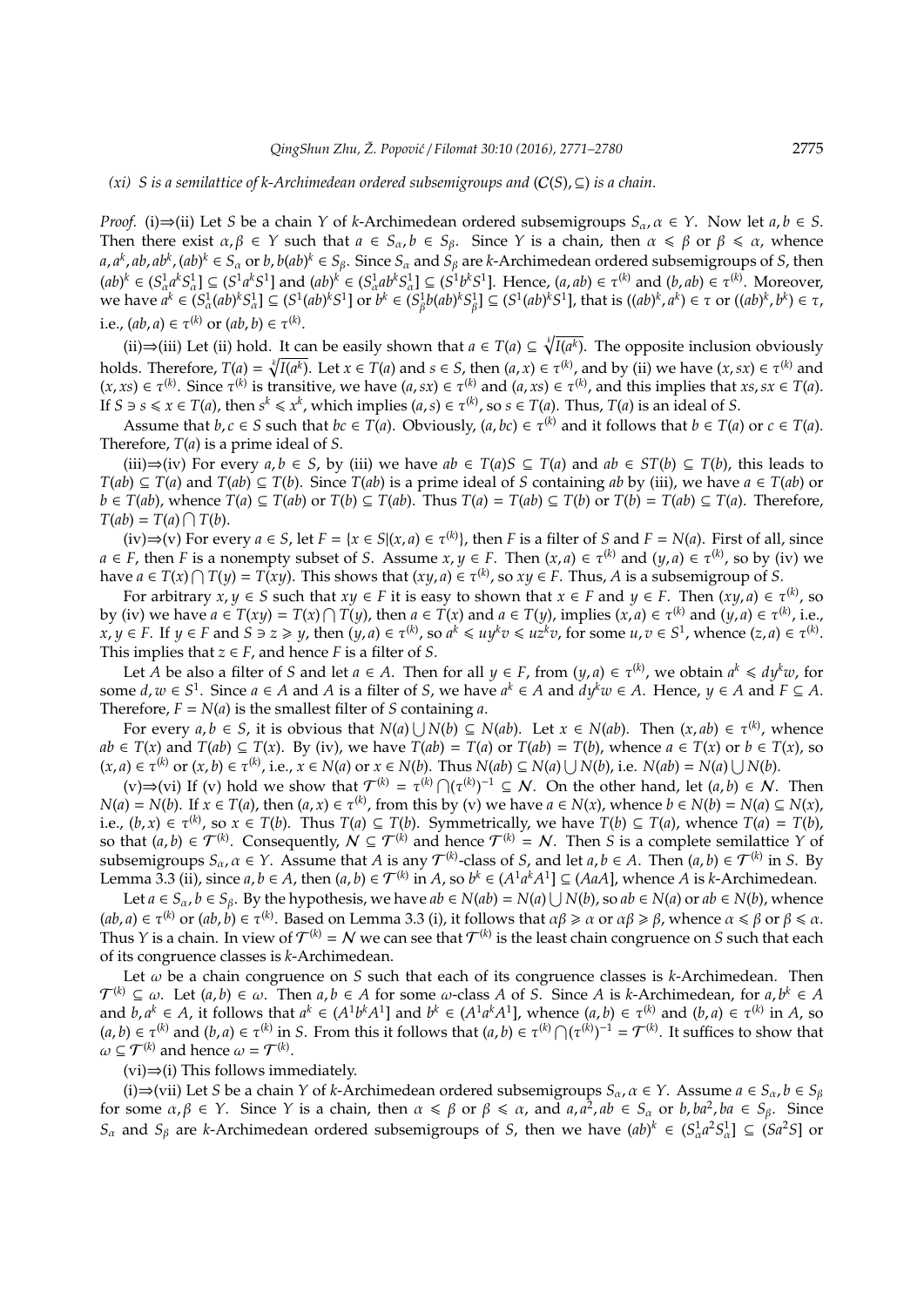*(xi) S is a semilattice of k-Archimedean ordered subsemigroups and* $(\mathcal{C}(S), \subseteq)$ *is a chain.*

*Proof.* (i)⇒(ii) Let $S$ be a chain $Y$ of $k$-Archimedean ordered subsemigroups $S_\alpha, \alpha \in Y$. Now let $a, b \in S$. Then there exist $\alpha, \beta \in Y$ such that $a \in S_\alpha, b \in S_\beta$. Since $Y$ is a chain, then $\alpha \leqslant \beta$ or $\beta \leqslant \alpha$, whence $a, a^k, ab, ab^k, (ab)^k \in S_\alpha$ or $b, b(ab)^k \in S_\beta$. Since $S_\alpha$ and $S_\beta$ are $k$-Archimedean ordered subsemigroups of $S$, then $(ab)^k \in (S_\alpha^1 a^k S_\alpha^1] \subseteq (S^1 a^k S^1]$ and $(ab)^k \in (S_\alpha^1 ab^k S_\alpha^1] \subseteq (S^1 b^k S^1]$. Hence, $(a, ab) \in \tau^{(k)}$ and $(b, ab) \in \tau^{(k)}$. Moreover, we have $a^k \in (S_\alpha^1 (ab)^k S_\alpha^1] \subseteq (S^1 (ab)^k S^1]$ or $b^k \in (S_\beta^1 b(ab)^k S_\beta^1] \subseteq (S^1 (ab)^k S^1]$, that is $((ab)^k, a^k) \in \tau$ or $((ab)^k, b^k) \in \tau$, i.e., $(ab, a) \in \tau^{(k)}$ or $(ab, b) \in \tau^{(k)}$.

(ii)⇒(iii) Let (ii) hold. It can be easily shown that $a \in T(a) \subseteq \sqrt[k]{I(a^k)}$. The opposite inclusion obviously holds. Therefore, $T(a) = \sqrt[k]{I(a^k)}$. Let $x \in T(a)$ and $s \in S$, then $(a, x) \in \tau^{(k)}$, and by (ii) we have $(x, sx) \in \tau^{(k)}$ and $(x, xs) \in \tau^{(k)}$. Since $\tau^{(k)}$ is transitive, we have $(a, sx) \in \tau^{(k)}$ and $(a, xs) \in \tau^{(k)}$, and this implies that $xs, sx \in T(a)$. If $S \ni s \leqslant x \in T(a)$, then $s^k \leqslant x^k$, which implies $(a, s) \in \tau^{(k)}$, so $s \in T(a)$. Thus, $T(a)$ is an ideal of $S$.

Assume that $b, c \in S$ such that $bc \in T(a)$. Obviously, $(a, bc) \in \tau^{(k)}$ and it follows that $b \in T(a)$ or $c \in T(a)$. Therefore, $T(a)$ is a prime ideal of $S$.

(iii)⇒(iv) For every $a, b \in S$, by (iii) we have $ab \in T(a)S \subseteq T(a)$ and $ab \in ST(b) \subseteq T(b)$, this leads to $T(ab) \subseteq T(a)$ and $T(ab) \subseteq T(b)$. Since $T(ab)$ is a prime ideal of $S$ containing $ab$ by (iii), we have $a \in T(ab)$ or $b \in T(ab)$, whence $T(a) \subseteq T(ab)$ or $T(b) \subseteq T(ab)$. Thus $T(a) = T(ab) \subseteq T(b)$ or $T(b) = T(ab) \subseteq T(a)$. Therefore, $T(ab) = T(a) \bigcap T(b)$.

(iv)⇒(v) For every $a \in S$, let $F = \{x \in S | (x, a) \in \tau^{(k)}\}$, then $F$ is a filter of $S$ and $F = N(a)$. First of all, since $a \in F$, then $F$ is a nonempty subset of $S$. Assume $x, y \in F$. Then $(x, a) \in \tau^{(k)}$ and $(y, a) \in \tau^{(k)}$, so by (iv) we have $a \in T(x) \bigcap T(y) = T(xy)$. This shows that $(xy, a) \in \tau^{(k)}$, so $xy \in F$. Thus, $A$ is a subsemigroup of $S$.

For arbitrary $x, y \in S$ such that $xy \in F$ it is easy to shown that $x \in F$ and $y \in F$. Then $(xy, a) \in \tau^{(k)}$, so by (iv) we have $a \in T(xy) = T(x) \bigcap T(y)$, then $a \in T(x)$ and $a \in T(y)$, implies $(x, a) \in \tau^{(k)}$ and $(y, a) \in \tau^{(k)}$, i.e., $x, y \in F$. If $y \in F$ and $S \ni z \geqslant y$, then $(y, a) \in \tau^{(k)}$, so $a^k \leqslant u y^k v \leqslant u z^k v$, for some $u, v \in S^1$, whence $(z, a) \in \tau^{(k)}$. This implies that $z \in F$, and hence $F$ is a filter of $S$.

Let $A$ be also a filter of $S$ and let $a \in A$. Then for all $y \in F$, from $(y, a) \in \tau^{(k)}$, we obtain $a^k \leqslant d y^k w$, for some $d, w \in S^1$. Since $a \in A$ and $A$ is a filter of $S$, we have $a^k \in A$ and $d y^k w \in A$. Hence, $y \in A$ and $F \subseteq A$. Therefore, $F = N(a)$ is the smallest filter of $S$ containing $a$.

For every $a, b \in S$, it is obvious that $N(a) \bigcup N(b) \subseteq N(ab)$. Let $x \in N(ab)$. Then $(x, ab) \in \tau^{(k)}$, whence $ab \in T(x)$ and $T(ab) \subseteq T(x)$. By (iv), we have $T(ab) = T(a)$ or $T(ab) = T(b)$, whence $a \in T(x)$ or $b \in T(x)$, so $(x, a) \in \tau^{(k)}$ or $(x, b) \in \tau^{(k)}$, i.e., $x \in N(a)$ or $x \in N(b)$. Thus $N(ab) \subseteq N(a) \bigcup N(b)$, i.e. $N(ab) = N(a) \bigcup N(b)$.

(v)⇒(vi) If (v) hold we show that $\mathcal{T}^{(k)} = \tau^{(k)} \bigcap (\tau^{(k)})^{-1} \subseteq \mathcal{N}$. On the other hand, let $(a, b) \in \mathcal{N}$. Then $N(a) = N(b)$. If $x \in T(a)$, then $(a, x) \in \tau^{(k)}$, from this by (v) we have $a \in N(x)$, whence $b \in N(b) = N(a) \subseteq N(x)$, i.e., $(b, x) \in \tau^{(k)}$, so $x \in T(b)$. Thus $T(a) \subseteq T(b)$. Symmetrically, we have $T(b) \subseteq T(a)$, whence $T(a) = T(b)$, so that $(a, b) \in \mathcal{T}^{(k)}$. Consequently, $\mathcal{N} \subseteq \mathcal{T}^{(k)}$ and hence $\mathcal{T}^{(k)} = \mathcal{N}$. Then $S$ is a complete semilattice $Y$ of subsemigroups $S_\alpha, \alpha \in Y$. Assume that $A$ is any $\mathcal{T}^{(k)}$-class of $S$, and let $a, b \in A$. Then $(a, b) \in \mathcal{T}^{(k)}$ in $S$. By Lemma 3.3 (ii), since $a, b \in A$, then $(a, b) \in \mathcal{T}^{(k)}$ in $A$, so $b^k \in (A^1 a^k A^1] \subseteq (AaA]$, whence $A$ is $k$-Archimedean.

Let $a \in S_\alpha, b \in S_\beta$. By the hypothesis, we have $ab \in N(ab) = N(a) \bigcup N(b)$, so $ab \in N(a)$ or $ab \in N(b)$, whence $(ab, a) \in \tau^{(k)}$ or $(ab, b) \in \tau^{(k)}$. Based on Lemma 3.3 (i), it follows that $\alpha\beta \geqslant \alpha$ or $\alpha\beta \geqslant \beta$, whence $\alpha \leqslant \beta$ or $\beta \leqslant \alpha$. Thus $Y$ is a chain. In view of $\mathcal{T}^{(k)} = \mathcal{N}$ we can see that $\mathcal{T}^{(k)}$ is the least chain congruence on $S$ such that each of its congruence classes is $k$-Archimedean.

Let $\omega$ be a chain congruence on $S$ such that each of its congruence classes is $k$-Archimedean. Then $\mathcal{T}^{(k)} \subseteq \omega$. Let $(a, b) \in \omega$. Then $a, b \in A$ for some $\omega$-class $A$ of $S$. Since $A$ is $k$-Archimedean, for $a, b^k \in A$ and $b, a^k \in A$, it follows that $a^k \in (A^1 b^k A^1]$ and $b^k \in (A^1 a^k A^1]$, whence $(a, b) \in \tau^{(k)}$ and $(b, a) \in \tau^{(k)}$ in $A$, so $(a, b) \in \tau^{(k)}$ and $(b, a) \in \tau^{(k)}$ in $S$. From this it follows that $(a, b) \in \tau^{(k)} \bigcap (\tau^{(k)})^{-1} = \mathcal{T}^{(k)}$. It suffices to show that $\omega \subseteq \mathcal{T}^{(k)}$ and hence $\omega = \mathcal{T}^{(k)}$.

(vi)⇒(i) This follows immediately.

(i)⇒(vii) Let $S$ be a chain $Y$ of $k$-Archimedean ordered subsemigroups $S_\alpha, \alpha \in Y$. Assume $a \in S_\alpha, b \in S_\beta$ for some $\alpha, \beta \in Y$. Since $Y$ is a chain, then $\alpha \leqslant \beta$ or $\beta \leqslant \alpha$, and $a, a^2, ab \in S_\alpha$ or $b, ba^2, ba \in S_\beta$. Since $S_\alpha$ and $S_\beta$ are $k$-Archimedean ordered subsemigroups of $S$, then we have $(ab)^k \in (S_\alpha^1 a^2 S_\alpha^1] \subseteq (Sa^2 S]$ or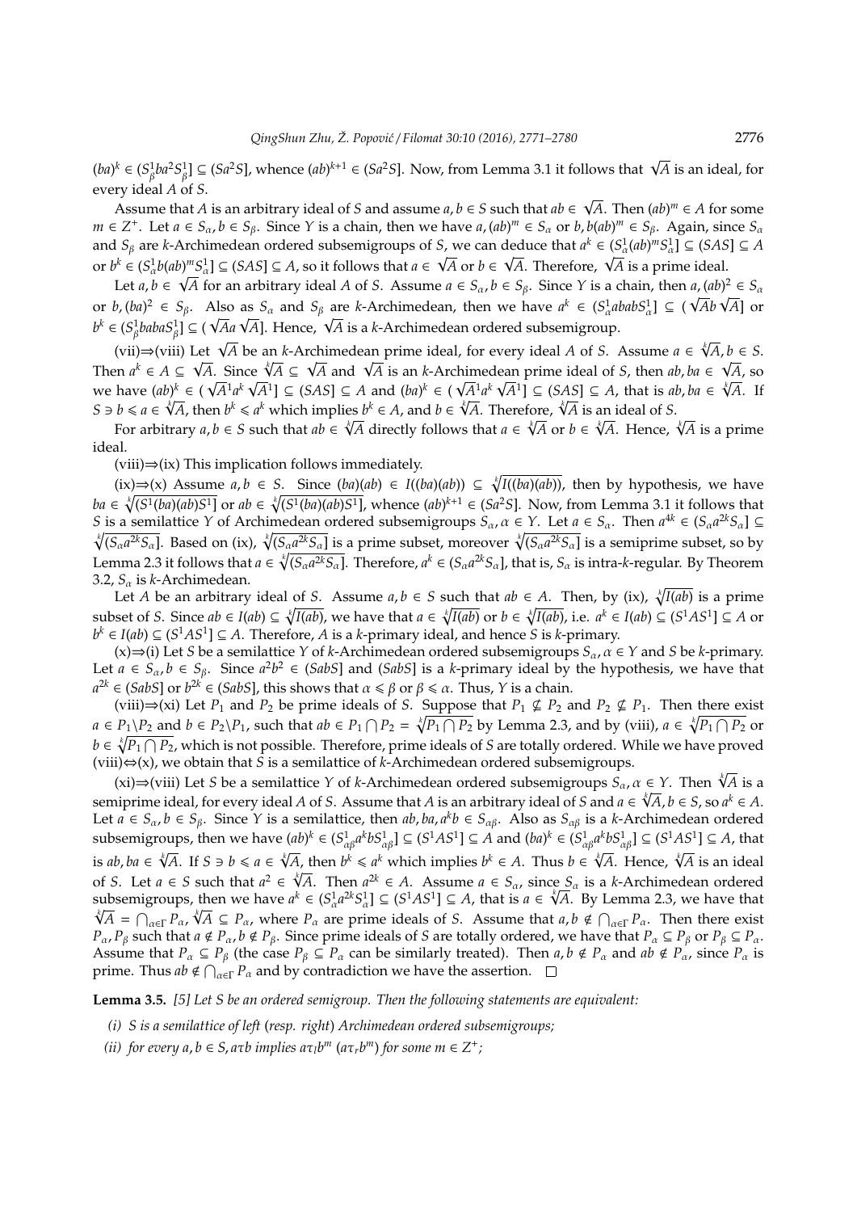$(ba)^k \in (S^1_\beta ba^2 S^1_\beta] \subseteq (Sa^2S]$, whence $(ab)^{k+1} \in (Sa^2S]$. Now, from Lemma 3.1 it follows that $\sqrt{A}$ is an ideal, for every ideal $A$ of $S$.

Assume that $A$ is an arbitrary ideal of $S$ and assume $a, b \in S$ such that $ab \in \sqrt{A}$. Then $(ab)^m \in A$ for some $m \in Z^+$. Let $a \in S_\alpha, b \in S_\beta$. Since $Y$ is a chain, then we have $a, (ab)^m \in S_\alpha$ or $b, b(ab)^m \in S_\beta$. Again, since $S_\alpha$ and $S_\beta$ are $k$-Archimedean ordered subsemigroups of $S$, we can deduce that $a^k \in (S^1_\alpha (ab)^m S^1_\alpha] \subseteq (SAS] \subseteq A$ or $b^k \in (S^1_\alpha b(ab)^m S^1_\alpha] \subseteq (SAS] \subseteq A$, so it follows that $a \in \sqrt{A}$ or $b \in \sqrt{A}$. Therefore, $\sqrt{A}$ is a prime ideal.

Let $a, b \in \sqrt{A}$ for an arbitrary ideal $A$ of $S$. Assume $a \in S_\alpha, b \in S_\beta$. Since $Y$ is a chain, then $a, (ab)^2 \in S_\alpha$ or $b, (ba)^2 \in S_\beta$. Also as $S_\alpha$ and $S_\beta$ are $k$-Archimedean, then we have $a^k \in (S^1_\alpha ababS^1_\alpha] \subseteq (\sqrt{A}b\sqrt{A}]$ or $b^k \in (S^1_\beta babaS^1_\beta] \subseteq (\sqrt{A}a\sqrt{A}]$. Hence, $\sqrt{A}$ is a $k$-Archimedean ordered subsemigroup.

(vii)⇒(viii) Let $\sqrt{A}$ be an $k$-Archimedean prime ideal, for every ideal $A$ of $S$. Assume $a \in \sqrt[k]{A}, b \in S$. Then $a^k \in A \subseteq \sqrt{A}$. Since $\sqrt[k]{A} \subseteq \sqrt{A}$ and $\sqrt{A}$ is an $k$-Archimedean prime ideal of $S$, then $ab, ba \in \sqrt{A}$, so we have $(ab)^k \in (\sqrt{A}^1 a^k \sqrt{A}^1] \subseteq (SAS] \subseteq A$ and $(ba)^k \in (\sqrt{A}^1 a^k \sqrt{A}^1] \subseteq (SAS] \subseteq A$, that is $ab, ba \in \sqrt[k]{A}$. If $S \ni b \leqslant a \in \sqrt[k]{A}$, then $b^k \leqslant a^k$ which implies $b^k \in A$, and $b \in \sqrt[k]{A}$. Therefore, $\sqrt[k]{A}$ is an ideal of $S$.

For arbitrary $a, b \in S$ such that $ab \in \sqrt[k]{A}$ directly follows that $a \in \sqrt[k]{A}$ or $b \in \sqrt[k]{A}$. Hence, $\sqrt[k]{A}$ is a prime ideal.

(viii)⇒(ix) This implication follows immediately.

(ix)⇒(x) Assume $a, b \in S$. Since $(ba)(ab) \in I((ba)(ab)) \subseteq \sqrt[k]{I((ba)(ab))}$, then by hypothesis, we have $ba \in \sqrt[k]{(S^1(ba)(ab)S^1]}$ or $ab \in \sqrt[k]{(S^1(ba)(ab)S^1]}$, whence $(ab)^{k+1} \in (Sa^2S]$. Now, from Lemma 3.1 it follows that $S$ is a semilattice $Y$ of Archimedean ordered subsemigroups $S_\alpha, \alpha \in Y$. Let $a \in S_\alpha$. Then $a^{4k} \in (S_\alpha a^{2k} S_\alpha] \subseteq \sqrt[k]{(S_\alpha a^{2k} S_\alpha]}$. Based on (ix), $\sqrt[k]{(S_\alpha a^{2k} S_\alpha]}$ is a prime subset, moreover $\sqrt[k]{(S_\alpha a^{2k} S_\alpha]}$ is a semiprime subset, so by Lemma 2.3 it follows that $a \in \sqrt[k]{(S_\alpha a^{2k} S_\alpha]}$. Therefore, $a^k \in (S_\alpha a^{2k} S_\alpha]$, that is, $S_\alpha$ is intra-$k$-regular. By Theorem 3.2, $S_\alpha$ is $k$-Archimedean.

Let $A$ be an arbitrary ideal of $S$. Assume $a, b \in S$ such that $ab \in A$. Then, by (ix), $\sqrt[k]{I(ab)}$ is a prime subset of $S$. Since $ab \in I(ab) \subseteq \sqrt[k]{I(ab)}$, we have that $a \in \sqrt[k]{I(ab)}$ or $b \in \sqrt[k]{I(ab)}$, i.e. $a^k \in I(ab) \subseteq (S^1AS^1] \subseteq A$ or $b^k \in I(ab) \subseteq (S^1AS^1] \subseteq A$. Therefore, $A$ is a $k$-primary ideal, and hence $S$ is $k$-primary.

(x)⇒(i) Let $S$ be a semilattice $Y$ of $k$-Archimedean ordered subsemigroups $S_\alpha, \alpha \in Y$ and $S$ be $k$-primary. Let $a \in S_\alpha, b \in S_\beta$. Since $a^2b^2 \in (SabS]$ and $(SabS]$ is a $k$-primary ideal by the hypothesis, we have that $a^{2k} \in (SabS]$ or $b^{2k} \in (SabS]$, this shows that $\alpha \leqslant \beta$ or $\beta \leqslant \alpha$. Thus, $Y$ is a chain.

(viii)⇒(xi) Let $P_1$ and $P_2$ be prime ideals of $S$. Suppose that $P_1 \nsubseteq P_2$ and $P_2 \nsubseteq P_1$. Then there exist $a \in P_1 \backslash P_2$ and $b \in P_2 \backslash P_1$, such that $ab \in P_1 \bigcap P_2 = \sqrt[k]{P_1 \bigcap P_2}$ by Lemma 2.3, and by (viii), $a \in \sqrt[k]{P_1 \bigcap P_2}$ or $b \in \sqrt[k]{P_1 \bigcap P_2}$, which is not possible. Therefore, prime ideals of $S$ are totally ordered. While we have proved (viii)⇔(x), we obtain that $S$ is a semilattice of $k$-Archimedean ordered subsemigroups.

(xi)⇒(viii) Let $S$ be a semilattice $Y$ of $k$-Archimedean ordered subsemigroups $S_\alpha, \alpha \in Y$. Then $\sqrt[k]{A}$ is a semiprime ideal, for every ideal $A$ of $S$. Assume that $A$ is an arbitrary ideal of $S$ and $a \in \sqrt[k]{A}, b \in S$, so $a^k \in A$. Let $a \in S_\alpha, b \in S_\beta$. Since $Y$ is a semilattice, then $ab, ba, a^kb \in S_{\alpha\beta}$. Also as $S_{\alpha\beta}$ is a $k$-Archimedean ordered subsemigroups, then we have $(ab)^k \in (S^1_{\alpha\beta} a^k b S^1_{\alpha\beta}] \subseteq (S^1AS^1] \subseteq A$ and $(ba)^k \in (S^1_{\alpha\beta} a^k b S^1_{\alpha\beta}] \subseteq (S^1AS^1] \subseteq A$, that is $ab, ba \in \sqrt[k]{A}$. If $S \ni b \leqslant a \in \sqrt[k]{A}$, then $b^k \leqslant a^k$ which implies $b^k \in A$. Thus $b \in \sqrt[k]{A}$. Hence, $\sqrt[k]{A}$ is an ideal of $S$. Let $a \in S$ such that $a^2 \in \sqrt[k]{A}$. Then $a^{2k} \in A$. Assume $a \in S_\alpha$, since $S_\alpha$ is a $k$-Archimedean ordered subsemigroups, then we have $a^k \in (S^1_\alpha a^2 S^1_\alpha] \subseteq (S^1AS^1] \subseteq A$, that is $a \in \sqrt[k]{A}$. By Lemma 2.3, we have that $\sqrt[k]{A} = \bigcap_{\alpha\in\Gamma} P_\alpha$, $\sqrt[k]{A} \subseteq P_\alpha$, where $P_\alpha$ are prime ideals of $S$. Assume that $a, b \notin \bigcap_{\alpha\in\Gamma} P_\alpha$. Then there exist $P_\alpha, P_\beta$ such that $a \notin P_\alpha, b \notin P_\beta$. Since prime ideals of $S$ are totally ordered, we have that $P_\alpha \subseteq P_\beta$ or $P_\beta \subseteq P_\alpha$. Assume that $P_\alpha \subseteq P_\beta$ (the case $P_\beta \subseteq P_\alpha$ can be similarly treated). Then $a, b \notin P_\alpha$ and $ab \notin P_\alpha$, since $P_\alpha$ is prime. Thus $ab \notin \bigcap_{\alpha\in\Gamma} P_\alpha$ and by contradiction we have the assertion. □

**Lemma 3.5.** *[5] Let $S$ be an ordered semigroup. Then the following statements are equivalent:*

*(i) $S$ is a semilattice of left (resp. right) Archimedean ordered subsemigroups;*

*(ii) for every $a, b \in S$, $a\tau b$ implies $a\tau_l b^m$ $(a\tau_r b^m)$ for some $m \in Z^+$;*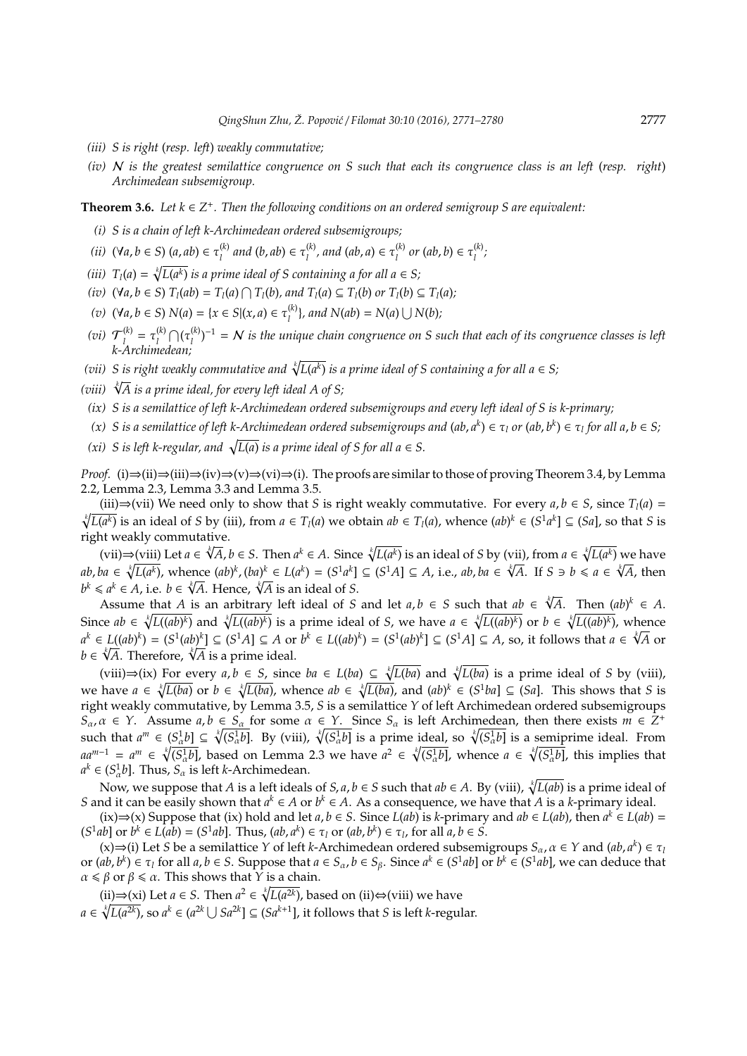*(iii) S is right (resp. left) weakly commutative;*

*(iv) $\mathcal{N}$ is the greatest semilattice congruence on S such that each its congruence class is an left (resp. right) Archimedean subsemigroup.*

**Theorem 3.6.** *Let $k \in Z^+$. Then the following conditions on an ordered semigroup S are equivalent:*

*(i) S is a chain of left k-Archimedean ordered subsemigroups;*

*(ii) $(\forall a, b \in S)$ $(a, ab) \in \tau_l^{(k)}$ and $(b, ab) \in \tau_l^{(k)}$, and $(ab, a) \in \tau_l^{(k)}$ or $(ab, b) \in \tau_l^{(k)}$;*

*(iii) $T_l(a) = \sqrt[k]{L(a^k)}$ is a prime ideal of S containing a for all $a \in S$;*

*(iv) $(\forall a, b \in S)$ $T_l(ab) = T_l(a) \bigcap T_l(b)$, and $T_l(a) \subseteq T_l(b)$ or $T_l(b) \subseteq T_l(a)$;*

*(v) $(\forall a, b \in S)$ $N(a) = \{x \in S | (x, a) \in \tau_l^{(k)}\}$, and $N(ab) = N(a) \bigcup N(b)$;*

*(vi) $\mathcal{T}_l^{(k)} = \tau_l^{(k)} \bigcap (\tau_l^{(k)})^{-1} = \mathcal{N}$ is the unique chain congruence on S such that each of its congruence classes is left k-Archimedean;*

*(vii) S is right weakly commutative and $\sqrt[k]{L(a^k)}$ is a prime ideal of S containing a for all $a \in S$;*

*(viii) $\sqrt[k]{A}$ is a prime ideal, for every left ideal A of S;*

*(ix) S is a semilattice of left k-Archimedean ordered subsemigroups and every left ideal of S is k-primary;*

*(x) S is a semilattice of left k-Archimedean ordered subsemigroups and $(ab, a^k) \in \tau_l$ or $(ab, b^k) \in \tau_l$ for all $a, b \in S$;*

*(xi) S is left k-regular, and $\sqrt{L(a)}$ is a prime ideal of S for all $a \in S$.*

*Proof.* (i)⇒(ii)⇒(iii)⇒(iv)⇒(v)⇒(vi)⇒(i). The proofs are similar to those of proving Theorem 3.4, by Lemma 2.2, Lemma 2.3, Lemma 3.3 and Lemma 3.5.

(iii)⇒(vii) We need only to show that $S$ is right weakly commutative. For every $a, b \in S$, since $T_l(a) = \sqrt[k]{L(a^k)}$ is an ideal of $S$ by (iii), from $a \in T_l(a)$ we obtain $ab \in T_l(a)$, whence $(ab)^k \in (S^1 a^k] \subseteq (Sa]$, so that $S$ is right weakly commutative.

(vii)⇒(viii) Let $a \in \sqrt[k]{A}, b \in S$. Then $a^k \in A$. Since $\sqrt[k]{L(a^k)}$ is an ideal of $S$ by (vii), from $a \in \sqrt[k]{L(a^k)}$ we have $ab, ba \in \sqrt[k]{L(a^k)}$, whence $(ab)^k, (ba)^k \in L(a^k) = (S^1 a^k] \subseteq (S^1 A] \subseteq A$, i.e., $ab, ba \in \sqrt[k]{A}$. If $S \ni b \leqslant a \in \sqrt[k]{A}$, then $b^k \leqslant a^k \in A$, i.e. $b \in \sqrt[k]{A}$. Hence, $\sqrt[k]{A}$ is an ideal of $S$.

Assume that $A$ is an arbitrary left ideal of $S$ and let $a, b \in S$ such that $ab \in \sqrt[k]{A}$. Then $(ab)^k \in A$. Since $ab \in \sqrt[k]{L((ab)^k)}$ and $\sqrt[k]{L((ab)^k)}$ is a prime ideal of $S$, we have $a \in \sqrt[k]{L((ab)^k)}$ or $b \in \sqrt[k]{L((ab)^k)}$, whence $a^k \in L((ab)^k) = (S^1(ab)^k] \subseteq (S^1 A] \subseteq A$ or $b^k \in L((ab)^k) = (S^1(ab)^k] \subseteq (S^1 A] \subseteq A$, so, it follows that $a \in \sqrt[k]{A}$ or $b \in \sqrt[k]{A}$. Therefore, $\sqrt[k]{A}$ is a prime ideal.

(viii)⇒(ix) For every $a, b \in S$, since $ba \in L(ba) \subseteq \sqrt[k]{L(ba)}$ and $\sqrt[k]{L(ba)}$ is a prime ideal of $S$ by (viii), we have $a \in \sqrt[k]{L(ba)}$ or $b \in \sqrt[k]{L(ba)}$, whence $ab \in \sqrt[k]{L(ba)}$, and $(ab)^k \in (S^1 ba] \subseteq (Sa]$. This shows that $S$ is right weakly commutative, by Lemma 3.5, $S$ is a semilattice $Y$ of left Archimedean ordered subsemigroups $S_\alpha, \alpha \in Y$. Assume $a, b \in S_\alpha$ for some $\alpha \in Y$. Since $S_\alpha$ is left Archimedean, then there exists $m \in Z^+$ such that $a^m \in (S_\alpha^1 b] \subseteq \sqrt[k]{(S_\alpha^1 b]}$. By (viii), $\sqrt[k]{(S_\alpha^1 b]}$ is a prime ideal, so $\sqrt[k]{(S_\alpha^1 b]}$ is a semiprime ideal. From $aa^{m-1} = a^m \in \sqrt[k]{(S_\alpha^1 b]}$, based on Lemma 2.3 we have $a^2 \in \sqrt[k]{(S_\alpha^1 b]}$, whence $a \in \sqrt[k]{(S_\alpha^1 b]}$, this implies that $a^k \in (S_\alpha^1 b]$. Thus, $S_\alpha$ is left $k$-Archimedean.

Now, we suppose that $A$ is a left ideals of $S, a, b \in S$ such that $ab \in A$. By (viii), $\sqrt[k]{L(ab)}$ is a prime ideal of $S$ and it can be easily shown that $a^k \in A$ or $b^k \in A$. As a consequence, we have that $A$ is a $k$-primary ideal.

(ix)⇒(x) Suppose that (ix) hold and let $a, b \in S$. Since $L(ab)$ is $k$-primary and $ab \in L(ab)$, then $a^k \in L(ab) = (S^1 ab]$ or $b^k \in L(ab) = (S^1 ab]$. Thus, $(ab, a^k) \in \tau_l$ or $(ab, b^k) \in \tau_l$, for all $a, b \in S$.

(x)⇒(i) Let $S$ be a semilattice $Y$ of left $k$-Archimedean ordered subsemigroups $S_\alpha, \alpha \in Y$ and $(ab, a^k) \in \tau_l$ or $(ab, b^k) \in \tau_l$ for all $a, b \in S$. Suppose that $a \in S_\alpha, b \in S_\beta$. Since $a^k \in (S^1 ab]$ or $b^k \in (S^1 ab]$, we can deduce that $\alpha \leqslant \beta$ or $\beta \leqslant \alpha$. This shows that $Y$ is a chain.

(ii)⇒(xi) Let $a \in S$. Then $a^2 \in \sqrt[k]{L(a^{2k})}$, based on (ii)⇔(viii) we have $a \in \sqrt[k]{L(a^{2k})}$, so $a^k \in (a^{2k} \bigcup Sa^{2k}] \subseteq (Sa^{k+1}]$, it follows that $S$ is left $k$-regular.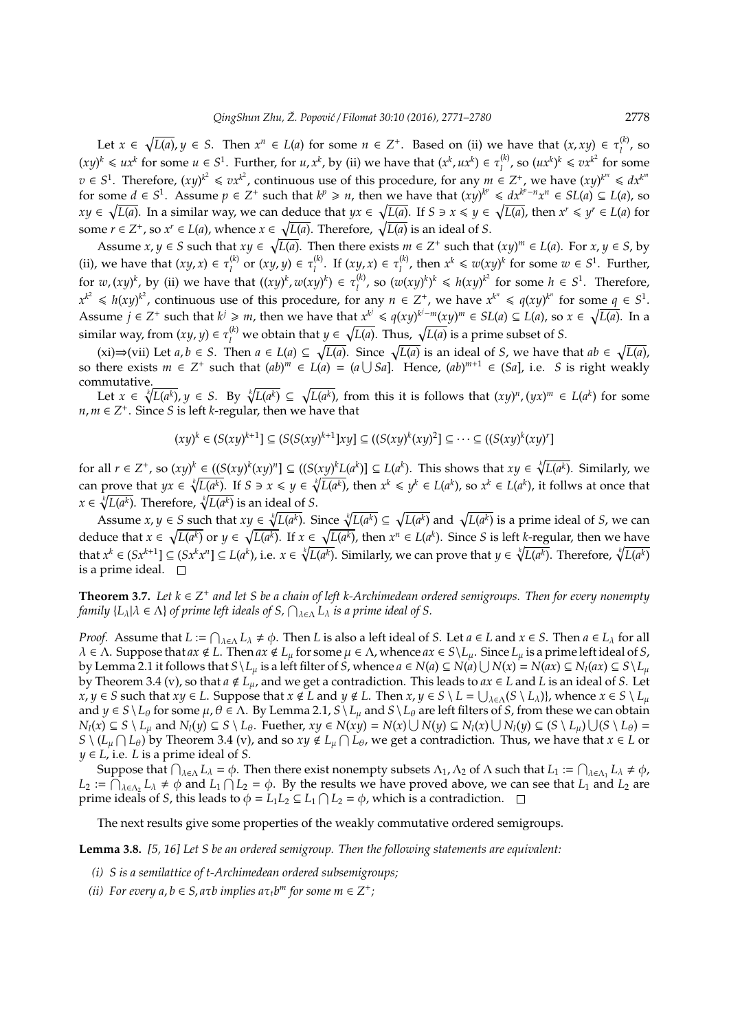Let $x \in \sqrt{L(a)}, y \in S$. Then $x^n \in L(a)$ for some $n \in Z^+$. Based on (ii) we have that $(x, xy) \in \tau_l^{(k)}$, so $(xy)^k \leqslant ux^k$ for some $u \in S^1$. Further, for $u, x^k$, by (ii) we have that $(x^k, ux^k) \in \tau_l^{(k)}$, so $(ux^k)^k \leqslant vx^{k^2}$ for some $v \in S^1$. Therefore, $(xy)^{k^2} \leqslant vx^{k^2}$, continuous use of this procedure, for any $m \in Z^+$, we have $(xy)^{k^m} \leqslant dx^{k^m}$ for some $d \in S^1$. Assume $p \in Z^+$ such that $k^p \geqslant n$, then we have that $(xy)^{k^p} \leqslant dx^{k^p-n}x^n \in SL(a) \subseteq L(a)$, so $xy \in \sqrt{L(a)}$. In a similar way, we can deduce that $yx \in \sqrt{L(a)}$. If $S \ni x \leqslant y \in \sqrt{L(a)}$, then $x^r \leqslant y^r \in L(a)$ for some $r \in Z^+$, so $x^r \in L(a)$, whence $x \in \sqrt{L(a)}$. Therefore, $\sqrt{L(a)}$ is an ideal of $S$.

Assume $x, y \in S$ such that $xy \in \sqrt{L(a)}$. Then there exists $m \in Z^+$ such that $(xy)^m \in L(a)$. For $x, y \in S$, by (ii), we have that $(xy, x) \in \tau_l^{(k)}$ or $(xy, y) \in \tau_l^{(k)}$. If $(xy, x) \in \tau_l^{(k)}$, then $x^k \leqslant w(xy)^k$ for some $w \in S^1$. Further, for $w, (xy)^k$, by (ii) we have that $((xy)^k, w(xy)^k) \in \tau_l^{(k)}$, so $(w(xy)^k)^k \leqslant h(xy)^{k^2}$ for some $h \in S^1$. Therefore, $x^{k^2} \leqslant h(xy)^{k^2}$, continuous use of this procedure, for any $n \in Z^+$, we have $x^{k^n} \leqslant q(xy)^{k^n}$ for some $q \in S^1$. Assume $j \in Z^+$ such that $k^j \geqslant m$, then we have that $x^{k^j} \leqslant q(xy)^{k^j-m}(xy)^m \in SL(a) \subseteq L(a)$, so $x \in \sqrt{L(a)}$. In a similar way, from $(xy, y) \in \tau_l^{(k)}$ we obtain that $y \in \sqrt{L(a)}$. Thus, $\sqrt{L(a)}$ is a prime subset of $S$.

(xi)$\Rightarrow$(vii) Let $a, b \in S$. Then $a \in L(a) \subseteq \sqrt{L(a)}$. Since $\sqrt{L(a)}$ is an ideal of $S$, we have that $ab \in \sqrt{L(a)}$, so there exists $m \in Z^+$ such that $(ab)^m \in L(a) = (a \bigcup Sa]$. Hence, $(ab)^{m+1} \in (Sa]$, i.e. $S$ is right weakly commutative.

Let $x \in \sqrt[k]{L(a^k)}, y \in S$. By $\sqrt[k]{L(a^k)} \subseteq \sqrt{L(a^k)}$, from this it is follows that $(xy)^n, (yx)^m \in L(a^k)$ for some $n, m \in Z^+$. Since $S$ is left $k$-regular, then we have that

$$(xy)^k \in (S(xy)^{k+1}] \subseteq (S(S(xy)^{k+1}]xy] \subseteq ((S(xy)^k(xy)^2] \subseteq \cdots \subseteq ((S(xy)^k(xy)^r]$$

for all $r \in Z^+$, so $(xy)^k \in ((S(xy)^k(xy)^n] \subseteq ((S(xy)^kL(a^k)] \subseteq L(a^k)$. This shows that $xy \in \sqrt[k]{L(a^k)}$. Similarly, we can prove that $yx \in \sqrt[k]{L(a^k)}$. If $S \ni x \leqslant y \in \sqrt[k]{L(a^k)}$, then $x^k \leqslant y^k \in L(a^k)$, so $x^k \in L(a^k)$, it follws at once that $x \in \sqrt[k]{L(a^k)}$. Therefore, $\sqrt[k]{L(a^k)}$ is an ideal of $S$.

Assume $x, y \in S$ such that $xy \in \sqrt[k]{L(a^k)}$. Since $\sqrt[k]{L(a^k)} \subseteq \sqrt{L(a^k)}$ and $\sqrt{L(a^k)}$ is a prime ideal of $S$, we can deduce that $x \in \sqrt{L(a^k)}$ or $y \in \sqrt{L(a^k)}$. If $x \in \sqrt{L(a^k)}$, then $x^n \in L(a^k)$. Since $S$ is left $k$-regular, then we have that $x^k \in (Sx^{k+1}] \subseteq (Sx^kx^n] \subseteq L(a^k)$, i.e. $x \in \sqrt[k]{L(a^k)}$. Similarly, we can prove that $y \in \sqrt[k]{L(a^k)}$. Therefore, $\sqrt[k]{L(a^k)}$ is a prime ideal. $\square$

**Theorem 3.7.** *Let $k \in Z^+$ and let $S$ be a chain of left $k$-Archimedean ordered semigroups. Then for every nonempty family $\{L_\lambda | \lambda \in \Lambda\}$ of prime left ideals of $S$, $\bigcap_{\lambda\in\Lambda} L_\lambda$ is a prime ideal of $S$.*

*Proof.* Assume that $L := \bigcap_{\lambda\in\Lambda} L_\lambda \neq \phi$. Then $L$ is also a left ideal of $S$. Let $a \in L$ and $x \in S$. Then $a \in L_\lambda$ for all $\lambda \in \Lambda$. Suppose that $ax \notin L$. Then $ax \notin L_\mu$ for some $\mu \in \Lambda$, whence $ax \in S \setminus L_\mu$. Since $L_\mu$ is a prime left ideal of $S$, by Lemma 2.1 it follows that $S \setminus L_\mu$ is a left filter of $S$, whence $a \in N(a) \subseteq N(a) \bigcup N(x) = N(ax) \subseteq N_l(ax) \subseteq S \setminus L_\mu$ by Theorem 3.4 (v), so that $a \notin L_\mu$, and we get a contradiction. This leads to $ax \in L$ and $L$ is an ideal of $S$. Let $x, y \in S$ such that $xy \in L$. Suppose that $x \notin L$ and $y \notin L$. Then $x, y \in S \setminus L = \bigcup_{\lambda\in\Lambda}(S \setminus L_\lambda)\}$, whence $x \in S \setminus L_\mu$ and $y \in S \setminus L_\theta$ for some $\mu, \theta \in \Lambda$. By Lemma 2.1, $S \setminus L_\mu$ and $S \setminus L_\theta$ are left filters of $S$, from these we can obtain $N_l(x) \subseteq S \setminus L_\mu$ and $N_l(y) \subseteq S \setminus L_\theta$. Fuether, $xy \in N(xy) = N(x) \bigcup N(y) \subseteq N_l(x) \bigcup N_l(y) \subseteq (S \setminus L_\mu) \bigcup (S \setminus L_\theta) = S \setminus (L_\mu \bigcap L_\theta)$ by Theorem 3.4 (v), and so $xy \notin L_\mu \bigcap L_\theta$, we get a contradiction. Thus, we have that $x \in L$ or $y \in L$, i.e. $L$ is a prime ideal of $S$.

Suppose that $\bigcap_{\lambda\in\Lambda} L_\lambda = \phi$. Then there exist nonempty subsets $\Lambda_1, \Lambda_2$ of $\Lambda$ such that $L_1 := \bigcap_{\lambda\in\Lambda_1} L_\lambda \neq \phi$, $L_2 := \bigcap_{\lambda\in\Lambda_2} L_\lambda \neq \phi$ and $L_1 \bigcap L_2 = \phi$. By the results we have proved above, we can see that $L_1$ and $L_2$ are prime ideals of $S$, this leads to $\phi = L_1L_2 \subseteq L_1 \bigcap L_2 = \phi$, which is a contradiction. $\square$

The next results give some properties of the weakly commutative ordered semigroups.

**Lemma 3.8.** *[5, 16] Let $S$ be an ordered semigroup. Then the following statements are equivalent:*

*(i) $S$ is a semilattice of $t$-Archimedean ordered subsemigroups;*

*(ii) For every $a, b \in S$, $a\tau b$ implies $a\tau_t b^m$ for some $m \in Z^+$;*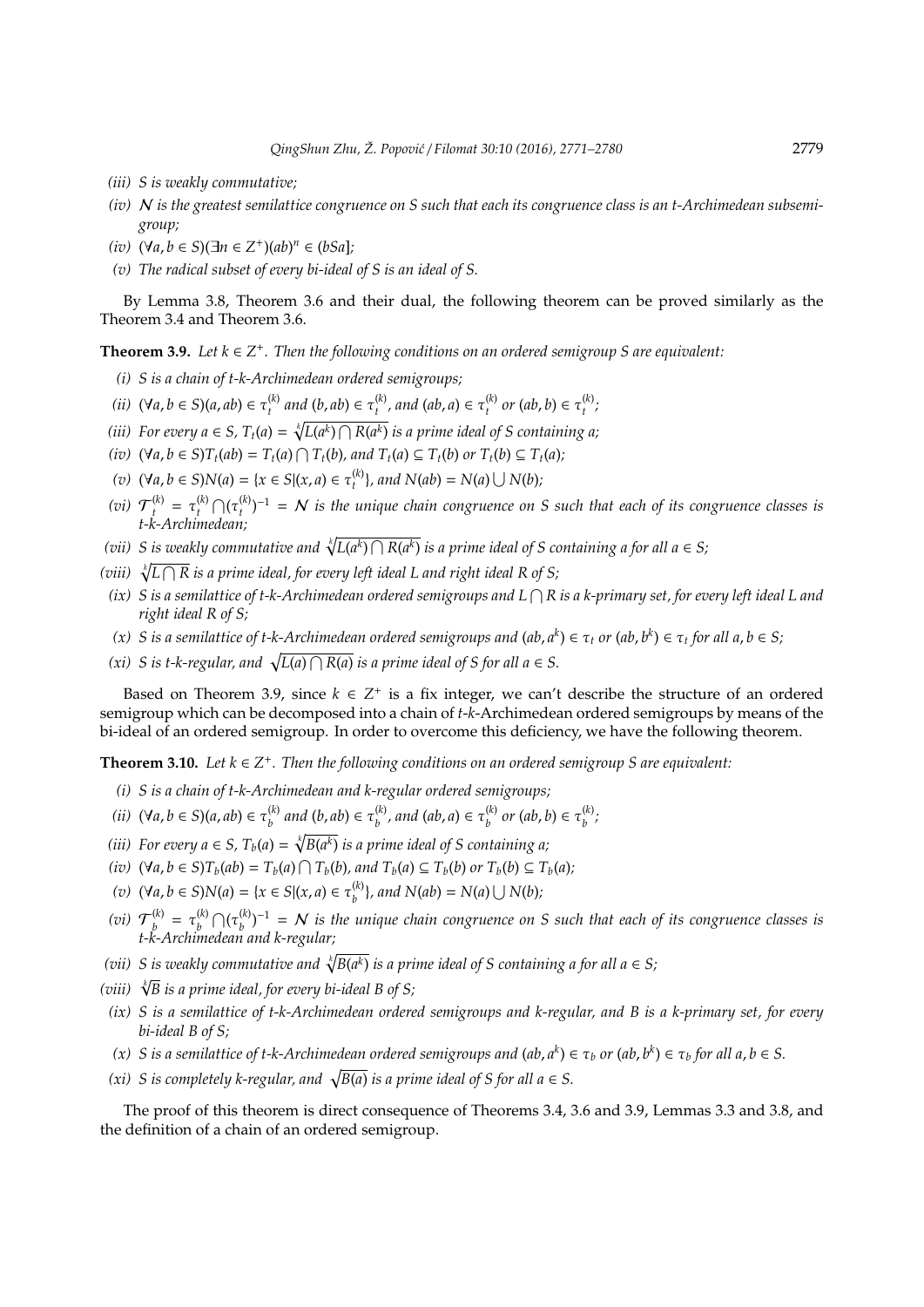*(iii)* *S is weakly commutative;*

*(iv)* *$\mathcal{N}$ is the greatest semilattice congruence on S such that each its congruence class is an t-Archimedean subsemigroup;*

*(iv)* $(\forall a, b \in S)(\exists n \in Z^+)(ab)^n \in (bSa]$;

*(v)* *The radical subset of every bi-ideal of S is an ideal of S.*

By Lemma 3.8, Theorem 3.6 and their dual, the following theorem can be proved similarly as the Theorem 3.4 and Theorem 3.6.

**Theorem 3.9.** *Let $k \in Z^+$. Then the following conditions on an ordered semigroup S are equivalent:*

*(i)* *S is a chain of t-k-Archimedean ordered semigroups;*

*(ii)* $(\forall a, b \in S)(a, ab) \in \tau_t^{(k)}$ *and* $(b, ab) \in \tau_t^{(k)}$*, and* $(ab, a) \in \tau_t^{(k)}$ *or* $(ab, b) \in \tau_t^{(k)}$;

*(iii)* *For every $a \in S$, $T_t(a) = \sqrt[k]{L(a^k) \bigcap R(a^k)}$ is a prime ideal of S containing a;*

*(iv)* $(\forall a, b \in S)T_t(ab) = T_t(a) \bigcap T_t(b)$*, and* $T_t(a) \subseteq T_t(b)$ *or* $T_t(b) \subseteq T_t(a)$;

*(v)* $(\forall a, b \in S)N(a) = \{x \in S | (x, a) \in \tau_t^{(k)}\}$*, and* $N(ab) = N(a) \bigcup N(b)$;

*(vi)* $\mathcal{T}_t^{(k)} = \tau_t^{(k)} \bigcap (\tau_t^{(k)})^{-1} = \mathcal{N}$ *is the unique chain congruence on S such that each of its congruence classes is t-k-Archimedean;*

*(vii)* *S is weakly commutative and $\sqrt[k]{L(a^k) \bigcap R(a^k)}$ is a prime ideal of S containing a for all $a \in S$;*

*(viii)* *$\sqrt[k]{L \bigcap R}$ is a prime ideal, for every left ideal L and right ideal R of S;*

*(ix)* *S is a semilattice of t-k-Archimedean ordered semigroups and $L \bigcap R$ is a k-primary set, for every left ideal L and right ideal R of S;*

*(x)* *S is a semilattice of t-k-Archimedean ordered semigroups and $(ab, a^k) \in \tau_t$ or $(ab, b^k) \in \tau_t$ for all $a, b \in S$;*

*(xi)* *S is t-k-regular, and $\sqrt{L(a) \bigcap R(a)}$ is a prime ideal of S for all $a \in S$.*

Based on Theorem 3.9, since $k \in Z^+$ is a fix integer, we can't describe the structure of an ordered semigroup which can be decomposed into a chain of *t-k*-Archimedean ordered semigroups by means of the bi-ideal of an ordered semigroup. In order to overcome this deficiency, we have the following theorem.

**Theorem 3.10.** *Let $k \in Z^+$. Then the following conditions on an ordered semigroup S are equivalent:*

*(i)* *S is a chain of t-k-Archimedean and k-regular ordered semigroups;*

*(ii)* $(\forall a, b \in S)(a, ab) \in \tau_b^{(k)}$ *and* $(b, ab) \in \tau_b^{(k)}$*, and* $(ab, a) \in \tau_b^{(k)}$ *or* $(ab, b) \in \tau_b^{(k)}$;

*(iii)* *For every $a \in S$, $T_b(a) = \sqrt[k]{B(a^k)}$ is a prime ideal of S containing a;*

*(iv)* $(\forall a, b \in S)T_b(ab) = T_b(a) \bigcap T_b(b)$*, and* $T_b(a) \subseteq T_b(b)$ *or* $T_b(b) \subseteq T_b(a)$;

*(v)* $(\forall a, b \in S)N(a) = \{x \in S | (x, a) \in \tau_b^{(k)}\}$*, and* $N(ab) = N(a) \bigcup N(b)$;

*(vi)* $\mathcal{T}_b^{(k)} = \tau_b^{(k)} \bigcap (\tau_b^{(k)})^{-1} = \mathcal{N}$ *is the unique chain congruence on S such that each of its congruence classes is t-k-Archimedean and k-regular;*

*(vii)* *S is weakly commutative and $\sqrt[k]{B(a^k)}$ is a prime ideal of S containing a for all $a \in S$;*

*(viii)* *$\sqrt[k]{B}$ is a prime ideal, for every bi-ideal B of S;*

*(ix)* *S is a semilattice of t-k-Archimedean ordered semigroups and k-regular, and B is a k-primary set, for every bi-ideal B of S;*

*(x)* *S is a semilattice of t-k-Archimedean ordered semigroups and $(ab, a^k) \in \tau_b$ or $(ab, b^k) \in \tau_b$ for all $a, b \in S$.*

*(xi)* *S is completely k-regular, and $\sqrt{B(a)}$ is a prime ideal of S for all $a \in S$.*

The proof of this theorem is direct consequence of Theorems 3.4, 3.6 and 3.9, Lemmas 3.3 and 3.8, and the definition of a chain of an ordered semigroup.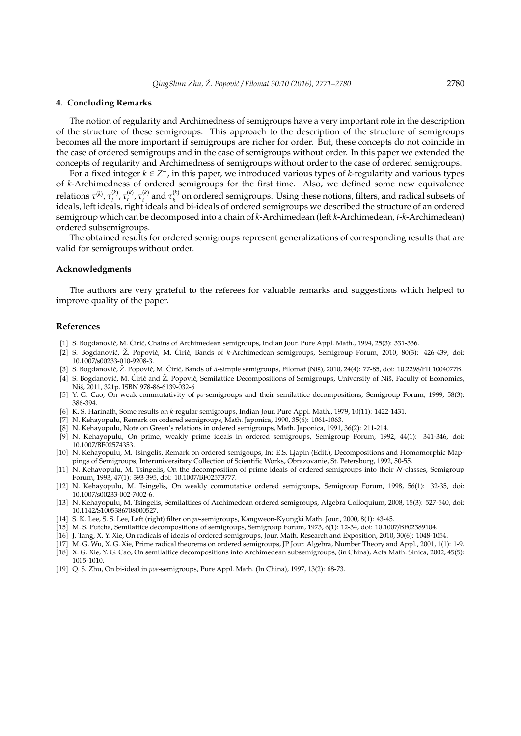## 4. Concluding Remarks

The notion of regularity and Archimedness of semigroups have a very important role in the description of the structure of these semigroups. This approach to the description of the structure of semigroups becomes all the more important if semigroups are richer for order. But, these concepts do not coincide in the case of ordered semigroups and in the case of semigroups without order. In this paper we extended the concepts of regularity and Archimedness of semigroups without order to the case of ordered semigroups.

For a fixed integer $k \in Z^+$, in this paper, we introduced various types of $k$-regularity and various types of $k$-Archimedness of ordered semigroups for the first time. Also, we defined some new equivalence relations $\tau^{(k)}$, $\tau_l^{(k)}$, $\tau_r^{(k)}$, $\tau_t^{(k)}$ and $\tau_b^{(k)}$ on ordered semigroups. Using these notions, filters, and radical subsets of ideals, left ideals, right ideals and bi-ideals of ordered semigroups we described the structure of an ordered semigroup which can be decomposed into a chain of $k$-Archimedean (left $k$-Archimedean, $t$-$k$-Archimedean) ordered subsemigroups.

The obtained results for ordered semigroups represent generalizations of corresponding results that are valid for semigroups without order.

### Acknowledgments

The authors are very grateful to the referees for valuable remarks and suggestions which helped to improve quality of the paper.

### References

[1] S. Bogdanović, M. Ćirić, Chains of Archimedean semigroups, Indian Jour. Pure Appl. Math., 1994, 25(3): 331-336.

[2] S. Bogdanović, Ž. Popović, M. Ćirić, Bands of $k$-Archimedean semigroups, Semigroup Forum, 2010, 80(3): 426-439, doi: 10.1007/s00233-010-9208-3.

[3] S. Bogdanović, Ž. Popović, M. Ćirić, Bands of $\lambda$-simple semigroups, Filomat (Niš), 2010, 24(4): 77-85, doi: 10.2298/FIL1004077B.

[4] S. Bogdanović, M. Ćirić and Ž. Popović, Semilattice Decompositions of Semigroups, University of Niš, Faculty of Economics, Niš, 2011, 321p. ISBN 978-86-6139-032-6

[5] Y. G. Cao, On weak commutativity of *po*-semigroups and their semilattice decompositions, Semigroup Forum, 1999, 58(3): 386-394.

[6] K. S. Harinath, Some results on $k$-regular semigroups, Indian Jour. Pure Appl. Math., 1979, 10(11): 1422-1431.

[7] N. Kehayopulu, Remark on ordered semigroups, Math. Japonica, 1990, 35(6): 1061-1063.

[8] N. Kehayopulu, Note on Green's relations in ordered semigroups, Math. Japonica, 1991, 36(2): 211-214.

[9] N. Kehayopulu, On prime, weakly prime ideals in ordered semigroups, Semigroup Forum, 1992, 44(1): 341-346, doi: 10.1007/BF02574353.

[10] N. Kehayopulu, M. Tsingelis, Remark on ordered semigoups, In: E.S. Ljapin (Edit.), Decompositions and Homomorphic Mappings of Semigroups, Interuniversitary Collection of Scientific Works, Obrazovanie, St. Petersburg, 1992, 50-55.

[11] N. Kehayopulu, M. Tsingelis, On the decomposition of prime ideals of ordered semigroups into their $\mathcal{N}$-classes, Semigroup Forum, 1993, 47(1): 393-395, doi: 10.1007/BF02573777.

[12] N. Kehayopulu, M. Tsingelis, On weakly commutative ordered semigroups, Semigroup Forum, 1998, 56(1): 32-35, doi: 10.1007/s00233-002-7002-6.

[13] N. Kehayopulu, M. Tsingelis, Semilattices of Archimedean ordered semigroups, Algebra Colloquium, 2008, 15(3): 527-540, doi: 10.1142/S1005386708000527.

[14] S. K. Lee, S. S. Lee, Left (right) filter on *po*-semigroups, Kangweon-Kyungki Math. Jour., 2000, 8(1): 43-45.

[15] M. S. Putcha, Semilattice decompositions of semigroups, Semigroup Forum, 1973, 6(1): 12-34, doi: 10.1007/BF02389104.

[16] J. Tang, X. Y. Xie, On radicals of ideals of ordered semigroups, Jour. Math. Research and Exposition, 2010, 30(6): 1048-1054.

[17] M. G. Wu, X. G. Xie, Prime radical theorems on ordered semigroups, JP Jour. Algebra, Number Theory and Appl., 2001, 1(1): 1-9.

[18] X. G. Xie, Y. G. Cao, On semilattice decompositions into Archimedean subsemigroups, (in China), Acta Math. Sinica, 2002, 45(5): 1005-1010.

[19] Q. S. Zhu, On bi-ideal in *poe*-semigroups, Pure Appl. Math. (In China), 1997, 13(2): 68-73.